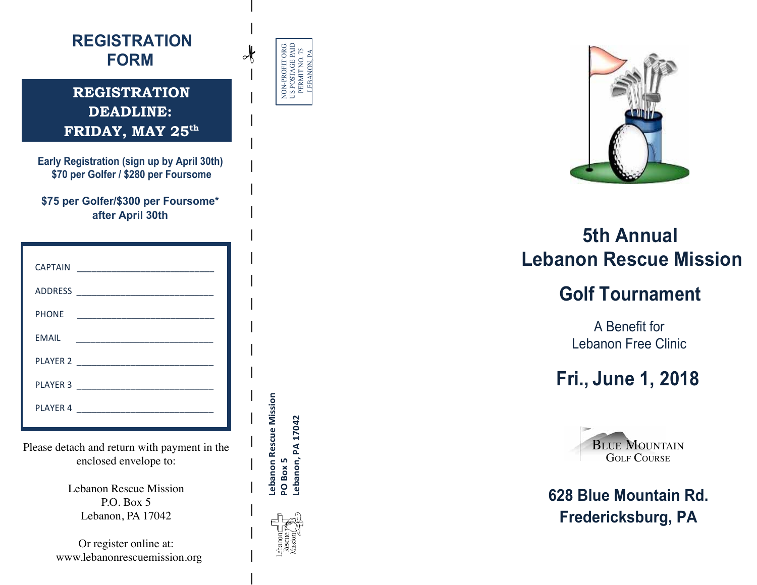# REGISTRATION FORM

**REGISTRATION DEADLINE: FRIDAY, MAY 25th**

**Early Registration (sign up by April 30th)**
**$70 per Golfer / $280 per Foursome**

**$75 per Golfer/$300 per Foursome* after April 30th**

CAPTAIN ____________________________

ADDRESS ____________________________

PHONE ____________________________

EMAIL ____________________________

PLAYER 2 ____________________________

PLAYER 3 ____________________________

PLAYER 4 ____________________________

Please detach and return with payment in the enclosed envelope to:

Lebanon Rescue Mission
P.O. Box 5
Lebanon, PA 17042

Or register online at:
www.lebanonrescuemission.org

NON-PROFIT ORG.
US POSTAGE PAID
PERMIT NO. 75
LEBANON, PA

**Lebanon Rescue Mission**
**PO Box 5**
**Lebanon, PA 17042**

Lebanon Rescue Mission

# 5th Annual Lebanon Rescue Mission

# Golf Tournament

A Benefit for
Lebanon Free Clinic

## Fri., June 1, 2018

BLUE MOUNTAIN
GOLF COURSE

**628 Blue Mountain Rd.**
**Fredericksburg, PA**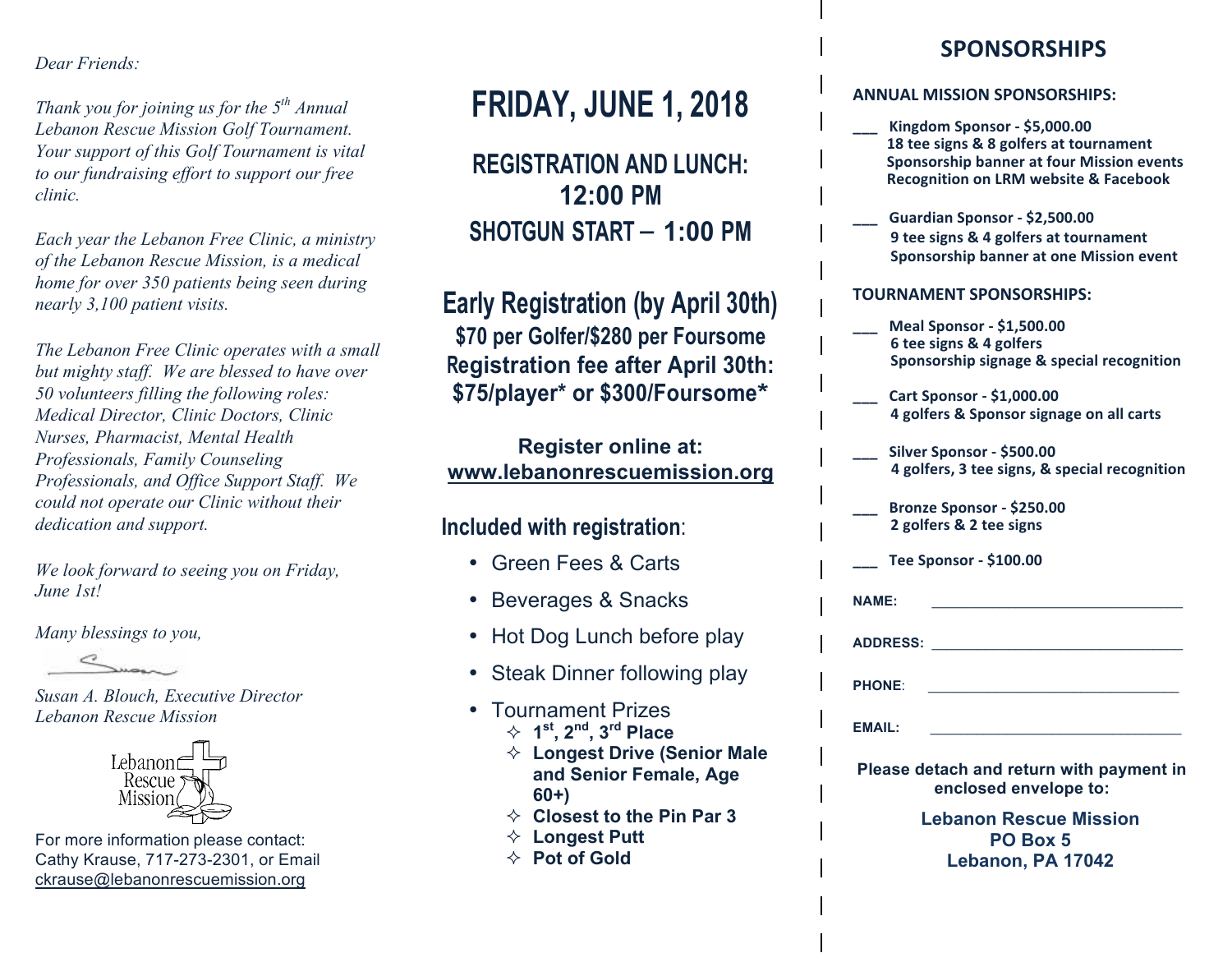*Dear Friends:*

*Thank you for joining us for the 5th Annual Lebanon Rescue Mission Golf Tournament. Your support of this Golf Tournament is vital to our fundraising effort to support our free clinic.*

*Each year the Lebanon Free Clinic, a ministry of the Lebanon Rescue Mission, is a medical home for over 350 patients being seen during nearly 3,100 patient visits.*

*The Lebanon Free Clinic operates with a small but mighty staff. We are blessed to have over 50 volunteers filling the following roles: Medical Director, Clinic Doctors, Clinic Nurses, Pharmacist, Mental Health Professionals, Family Counseling Professionals, and Office Support Staff. We could not operate our Clinic without their dedication and support.*

*We look forward to seeing you on Friday, June 1st!*

*Many blessings to you,*

*Susan A. Blouch, Executive Director*
*Lebanon Rescue Mission*

Lebanon Rescue Mission

For more information please contact:
Cathy Krause, 717-273-2301, or Email
ckrause@lebanonrescuemission.org

# FRIDAY, JUNE 1, 2018

## REGISTRATION AND LUNCH: 12:00 PM
## SHOTGUN START – 1:00 PM

## Early Registration (by April 30th)

**$70 per Golfer/$280 per Foursome**

**Registration fee after April 30th: $75/player* or $300/Foursome***

**Register online at:**
**www.lebanonrescuemission.org**

**Included with registration:**

- Green Fees & Carts
- Beverages & Snacks
- Hot Dog Lunch before play
- Steak Dinner following play
- Tournament Prizes
  - **1st, 2nd, 3rd Place**
  - **Longest Drive (Senior Male and Senior Female, Age 60+)**
  - **Closest to the Pin Par 3**
  - **Longest Putt**
  - **Pot of Gold**

## SPONSORSHIPS

**ANNUAL MISSION SPONSORSHIPS:**

___ **Kingdom Sponsor - $5,000.00**
**18 tee signs & 8 golfers at tournament**
**Sponsorship banner at four Mission events**
**Recognition on LRM website & Facebook**

___ **Guardian Sponsor - $2,500.00**
**9 tee signs & 4 golfers at tournament**
**Sponsorship banner at one Mission event**

**TOURNAMENT SPONSORSHIPS:**

___ **Meal Sponsor - $1,500.00**
**6 tee signs & 4 golfers**
**Sponsorship signage & special recognition**

___ **Cart Sponsor - $1,000.00**
**4 golfers & Sponsor signage on all carts**

___ **Silver Sponsor - $500.00**
**4 golfers, 3 tee signs, & special recognition**

___ **Bronze Sponsor - $250.00**
**2 golfers & 2 tee signs**

___ **Tee Sponsor - $100.00**

**NAME:** ______________________________

**ADDRESS:** ______________________________

**PHONE:** ______________________________

**EMAIL:** ______________________________

**Please detach and return with payment in enclosed envelope to:**

**Lebanon Rescue Mission**
**PO Box 5**
**Lebanon, PA 17042**